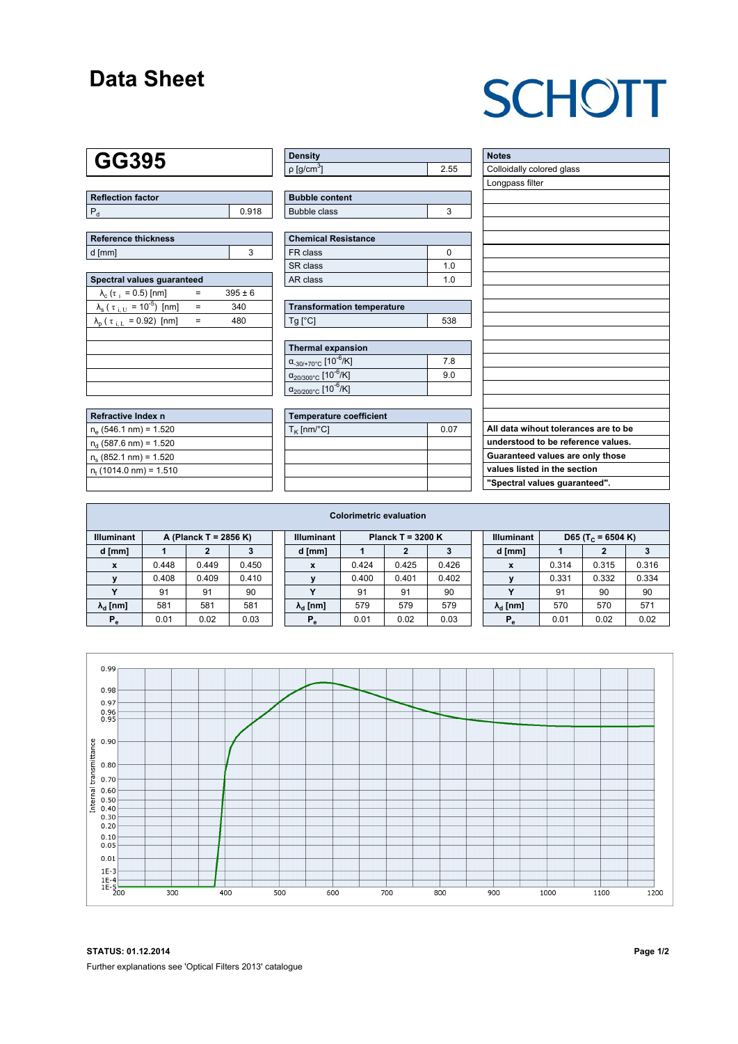# Data Sheet

SCHOTT

## GG395

| Reflection factor | |
|---|---|
| $P_d$ | 0.918 |

| Reference thickness | |
|---|---|
| d [mm] | 3 |

| Spectral values guaranteed | | |
|---|---|---|
| $\lambda_c$ ($\tau_i$ = 0.5) [nm] | = | 395 ± 6 |
| $\lambda_s$ ($\tau_{i,U}$ = $10^{-5}$) [nm] | = | 340 |
| $\lambda_p$ ($\tau_{i,L}$ = 0.92) [nm] | = | 480 |

| Refractive Index n |
|---|
| $n_e$ (546.1 nm) = 1.520 |
| $n_d$ (587.6 nm) = 1.520 |
| $n_s$ (852.1 nm) = 1.520 |
| $n_t$ (1014.0 nm) = 1.510 |

| Density | |
|---|---|
| ρ [g/cm³] | 2.55 |

| Bubble content | |
|---|---|
| Bubble class | 3 |

| Chemical Resistance | |
|---|---|
| FR class | 0 |
| SR class | 1.0 |
| AR class | 1.0 |

| Transformation temperature | |
|---|---|
| Tg [°C] | 538 |

| Thermal expansion | |
|---|---|
| $\alpha_{-30/+70°C}$ [$10^{-6}$/K] | 7.8 |
| $\alpha_{20/300°C}$ [$10^{-6}$/K] | 9.0 |
| $\alpha_{20/200°C}$ [$10^{-6}$/K] | |

| Temperature coefficient | |
|---|---|
| $T_K$ [nm/°C] | 0.07 |

| Notes |
|---|
| Colloidally colored glass |
| Longpass filter |

**All data wihout tolerances are to be understood to be reference values. Guaranteed values are only those values listed in the section "Spectral values guaranteed".**

## Colorimetric evaluation

| Illuminant | A (Planck T = 2856 K) | | |
|---|---|---|---|
| d [mm] | 1 | 2 | 3 |
| x | 0.448 | 0.449 | 0.450 |
| y | 0.408 | 0.409 | 0.410 |
| Y | 91 | 91 | 90 |
| $\lambda_d$ [nm] | 581 | 581 | 581 |
| $P_e$ | 0.01 | 0.02 | 0.03 |

| Illuminant | Planck T = 3200 K | | |
|---|---|---|---|
| d [mm] | 1 | 2 | 3 |
| x | 0.424 | 0.425 | 0.426 |
| y | 0.400 | 0.401 | 0.402 |
| Y | 91 | 91 | 90 |
| $\lambda_d$ [nm] | 579 | 579 | 579 |
| $P_e$ | 0.01 | 0.02 | 0.03 |

| Illuminant | D65 ($T_C$ = 6504 K) | | |
|---|---|---|---|
| d [mm] | 1 | 2 | 3 |
| x | 0.314 | 0.315 | 0.316 |
| y | 0.331 | 0.332 | 0.334 |
| Y | 91 | 90 | 90 |
| $\lambda_d$ [nm] | 570 | 570 | 571 |
| $P_e$ | 0.01 | 0.02 | 0.02 |

**STATUS: 01.12.2014**

Further explanations see 'Optical Filters 2013' catalogue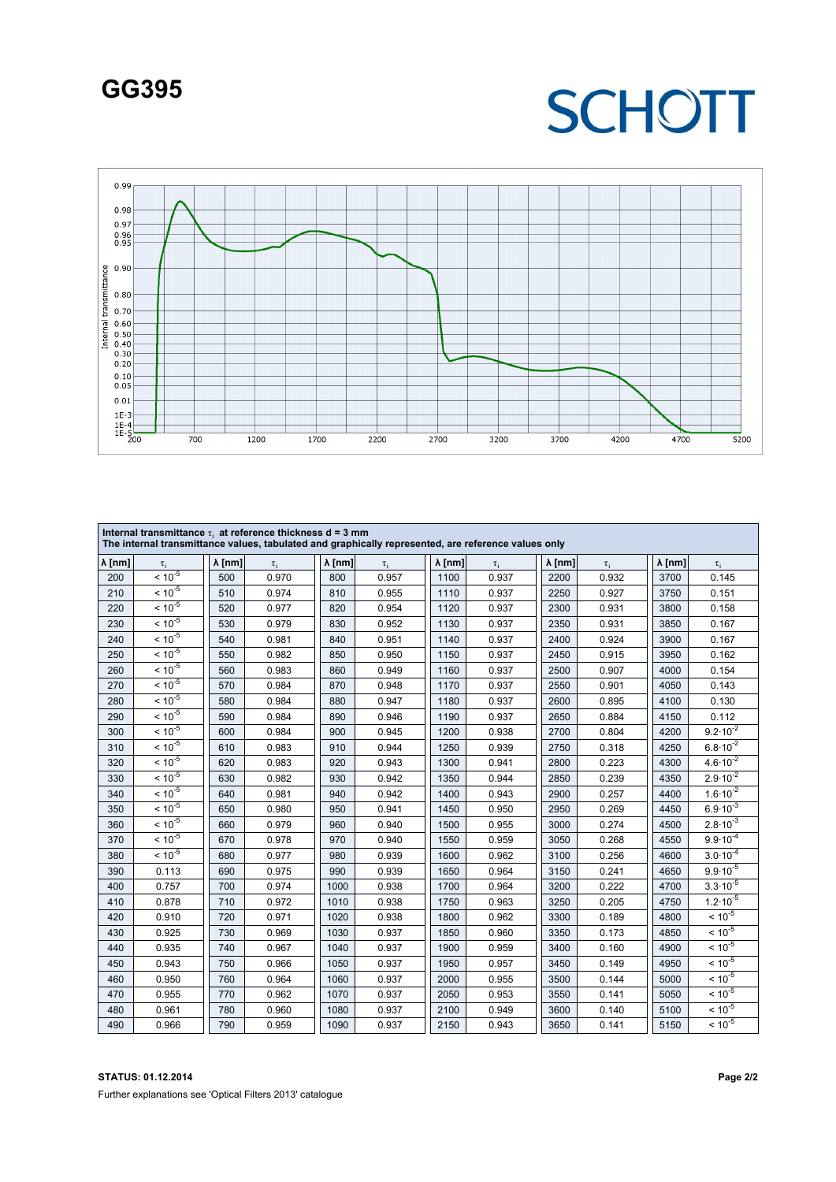# GG395

SCHOTT

0.99
0.98
0.97
0.96
0.95
0.90
0.80
0.70
0.60
0.50
0.40
0.30
0.20
0.10
0.05
0.01
1E-3
1E-4
1E-5

Internal transmittance

200 700 1200 1700 2200 2700 3200 3700 4200 4700 5200

**Internal transmittance $\tau_i$ at reference thickness d = 3 mm**
**The internal transmittance values, tabulated and graphically represented, are reference values only**

| λ [nm] | $\tau_i$ | λ [nm] | $\tau_i$ | λ [nm] | $\tau_i$ | λ [nm] | $\tau_i$ | λ [nm] | $\tau_i$ | λ [nm] | $\tau_i$ |
|---|---|---|---|---|---|---|---|---|---|---|---|
| 200 | $< 10^{-5}$ | 500 | 0.970 | 800 | 0.957 | 1100 | 0.937 | 2200 | 0.932 | 3700 | 0.145 |
| 210 | $< 10^{-5}$ | 510 | 0.974 | 810 | 0.955 | 1110 | 0.937 | 2250 | 0.927 | 3750 | 0.151 |
| 220 | $< 10^{-5}$ | 520 | 0.977 | 820 | 0.954 | 1120 | 0.937 | 2300 | 0.931 | 3800 | 0.158 |
| 230 | $< 10^{-5}$ | 530 | 0.979 | 830 | 0.952 | 1130 | 0.937 | 2350 | 0.931 | 3850 | 0.167 |
| 240 | $< 10^{-5}$ | 540 | 0.981 | 840 | 0.951 | 1140 | 0.937 | 2400 | 0.924 | 3900 | 0.167 |
| 250 | $< 10^{-5}$ | 550 | 0.982 | 850 | 0.950 | 1150 | 0.937 | 2450 | 0.915 | 3950 | 0.162 |
| 260 | $< 10^{-5}$ | 560 | 0.983 | 860 | 0.949 | 1160 | 0.937 | 2500 | 0.907 | 4000 | 0.154 |
| 270 | $< 10^{-5}$ | 570 | 0.984 | 870 | 0.948 | 1170 | 0.937 | 2550 | 0.901 | 4050 | 0.143 |
| 280 | $< 10^{-5}$ | 580 | 0.984 | 880 | 0.947 | 1180 | 0.937 | 2600 | 0.895 | 4100 | 0.130 |
| 290 | $< 10^{-5}$ | 590 | 0.984 | 890 | 0.946 | 1190 | 0.937 | 2650 | 0.884 | 4150 | 0.112 |
| 300 | $< 10^{-5}$ | 600 | 0.984 | 900 | 0.945 | 1200 | 0.938 | 2700 | 0.804 | 4200 | $9.2 \cdot 10^{-2}$ |
| 310 | $< 10^{-5}$ | 610 | 0.983 | 910 | 0.944 | 1250 | 0.939 | 2750 | 0.318 | 4250 | $6.8 \cdot 10^{-2}$ |
| 320 | $< 10^{-5}$ | 620 | 0.983 | 920 | 0.943 | 1300 | 0.941 | 2800 | 0.223 | 4300 | $4.6 \cdot 10^{-2}$ |
| 330 | $< 10^{-5}$ | 630 | 0.982 | 930 | 0.942 | 1350 | 0.944 | 2850 | 0.239 | 4350 | $2.9 \cdot 10^{-2}$ |
| 340 | $< 10^{-5}$ | 640 | 0.981 | 940 | 0.942 | 1400 | 0.943 | 2900 | 0.257 | 4400 | $1.6 \cdot 10^{-2}$ |
| 350 | $< 10^{-5}$ | 650 | 0.980 | 950 | 0.941 | 1450 | 0.950 | 2950 | 0.269 | 4450 | $6.9 \cdot 10^{-3}$ |
| 360 | $< 10^{-5}$ | 660 | 0.979 | 960 | 0.940 | 1500 | 0.955 | 3000 | 0.274 | 4500 | $2.8 \cdot 10^{-3}$ |
| 370 | $< 10^{-5}$ | 670 | 0.978 | 970 | 0.940 | 1550 | 0.959 | 3050 | 0.268 | 4550 | $9.9 \cdot 10^{-4}$ |
| 380 | $< 10^{-5}$ | 680 | 0.977 | 980 | 0.939 | 1600 | 0.962 | 3100 | 0.256 | 4600 | $3.0 \cdot 10^{-4}$ |
| 390 | 0.113 | 690 | 0.975 | 990 | 0.939 | 1650 | 0.964 | 3150 | 0.241 | 4650 | $9.9 \cdot 10^{-5}$ |
| 400 | 0.757 | 700 | 0.974 | 1000 | 0.938 | 1700 | 0.964 | 3200 | 0.222 | 4700 | $3.3 \cdot 10^{-5}$ |
| 410 | 0.878 | 710 | 0.972 | 1010 | 0.938 | 1750 | 0.963 | 3250 | 0.205 | 4750 | $1.2 \cdot 10^{-5}$ |
| 420 | 0.910 | 720 | 0.971 | 1020 | 0.938 | 1800 | 0.962 | 3300 | 0.189 | 4800 | $< 10^{-5}$ |
| 430 | 0.925 | 730 | 0.969 | 1030 | 0.937 | 1850 | 0.960 | 3350 | 0.173 | 4850 | $< 10^{-5}$ |
| 440 | 0.935 | 740 | 0.967 | 1040 | 0.937 | 1900 | 0.959 | 3400 | 0.160 | 4900 | $< 10^{-5}$ |
| 450 | 0.943 | 750 | 0.966 | 1050 | 0.937 | 1950 | 0.957 | 3450 | 0.149 | 4950 | $< 10^{-5}$ |
| 460 | 0.950 | 760 | 0.964 | 1060 | 0.937 | 2000 | 0.955 | 3500 | 0.144 | 5000 | $< 10^{-5}$ |
| 470 | 0.955 | 770 | 0.962 | 1070 | 0.937 | 2050 | 0.953 | 3550 | 0.141 | 5050 | $< 10^{-5}$ |
| 480 | 0.961 | 780 | 0.960 | 1080 | 0.937 | 2100 | 0.949 | 3600 | 0.140 | 5100 | $< 10^{-5}$ |
| 490 | 0.966 | 790 | 0.959 | 1090 | 0.937 | 2150 | 0.943 | 3650 | 0.141 | 5150 | $< 10^{-5}$ |

**STATUS: 01.12.2014**

Further explanations see 'Optical Filters 2013' catalogue